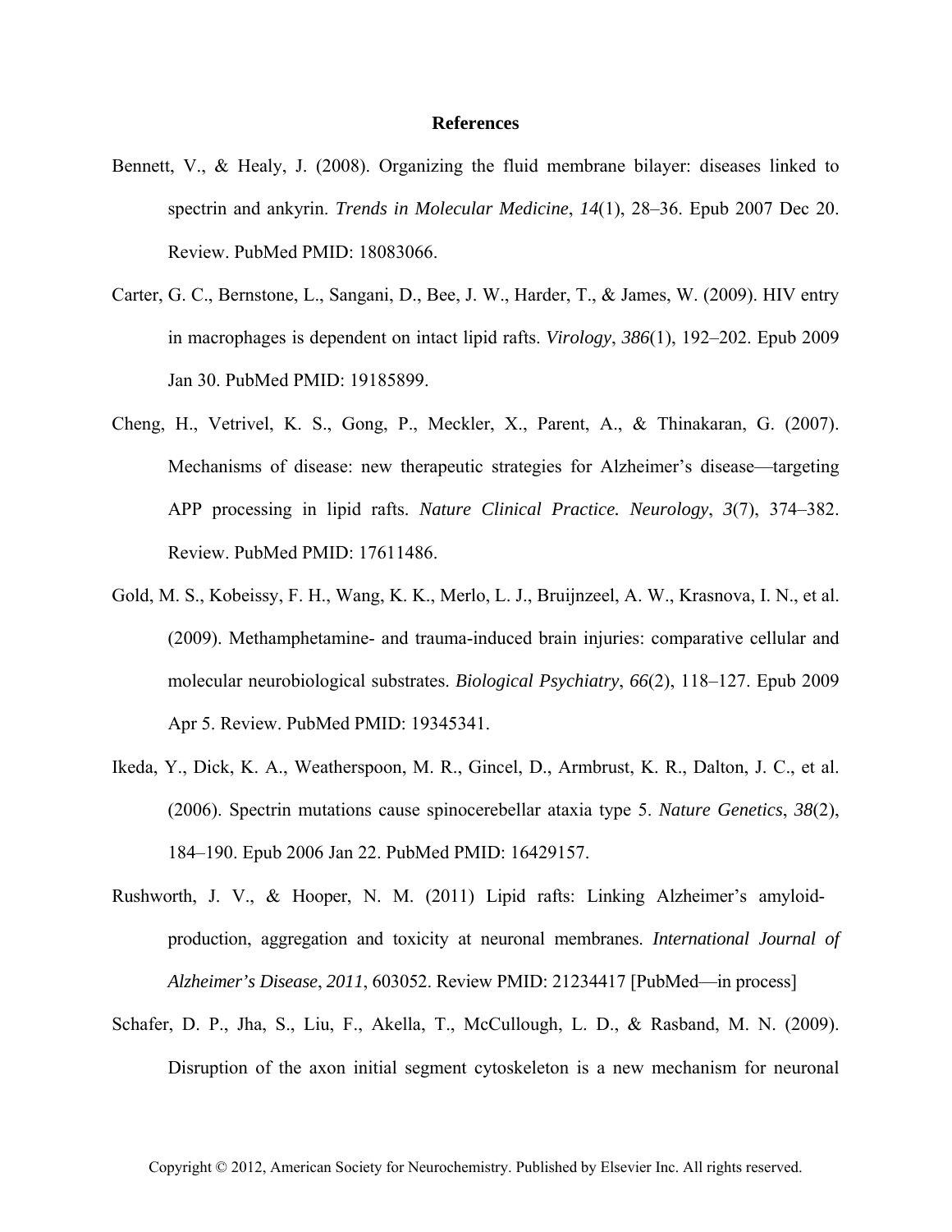# References

Bennett, V., & Healy, J. (2008). Organizing the fluid membrane bilayer: diseases linked to spectrin and ankyrin. *Trends in Molecular Medicine*, *14*(1), 28–36. Epub 2007 Dec 20. Review. PubMed PMID: 18083066.

Carter, G. C., Bernstone, L., Sangani, D., Bee, J. W., Harder, T., & James, W. (2009). HIV entry in macrophages is dependent on intact lipid rafts. *Virology*, *386*(1), 192–202. Epub 2009 Jan 30. PubMed PMID: 19185899.

Cheng, H., Vetrivel, K. S., Gong, P., Meckler, X., Parent, A., & Thinakaran, G. (2007). Mechanisms of disease: new therapeutic strategies for Alzheimer's disease—targeting APP processing in lipid rafts. *Nature Clinical Practice. Neurology*, *3*(7), 374–382. Review. PubMed PMID: 17611486.

Gold, M. S., Kobeissy, F. H., Wang, K. K., Merlo, L. J., Bruijnzeel, A. W., Krasnova, I. N., et al. (2009). Methamphetamine- and trauma-induced brain injuries: comparative cellular and molecular neurobiological substrates. *Biological Psychiatry*, *66*(2), 118–127. Epub 2009 Apr 5. Review. PubMed PMID: 19345341.

Ikeda, Y., Dick, K. A., Weatherspoon, M. R., Gincel, D., Armbrust, K. R., Dalton, J. C., et al. (2006). Spectrin mutations cause spinocerebellar ataxia type 5. *Nature Genetics*, *38*(2), 184–190. Epub 2006 Jan 22. PubMed PMID: 16429157.

Rushworth, J. V., & Hooper, N. M. (2011) Lipid rafts: Linking Alzheimer's amyloid-production, aggregation and toxicity at neuronal membranes. *International Journal of Alzheimer's Disease*, *2011*, 603052. Review PMID: 21234417 [PubMed—in process]

Schafer, D. P., Jha, S., Liu, F., Akella, T., McCullough, L. D., & Rasband, M. N. (2009). Disruption of the axon initial segment cytoskeleton is a new mechanism for neuronal

Copyright © 2012, American Society for Neurochemistry. Published by Elsevier Inc. All rights reserved.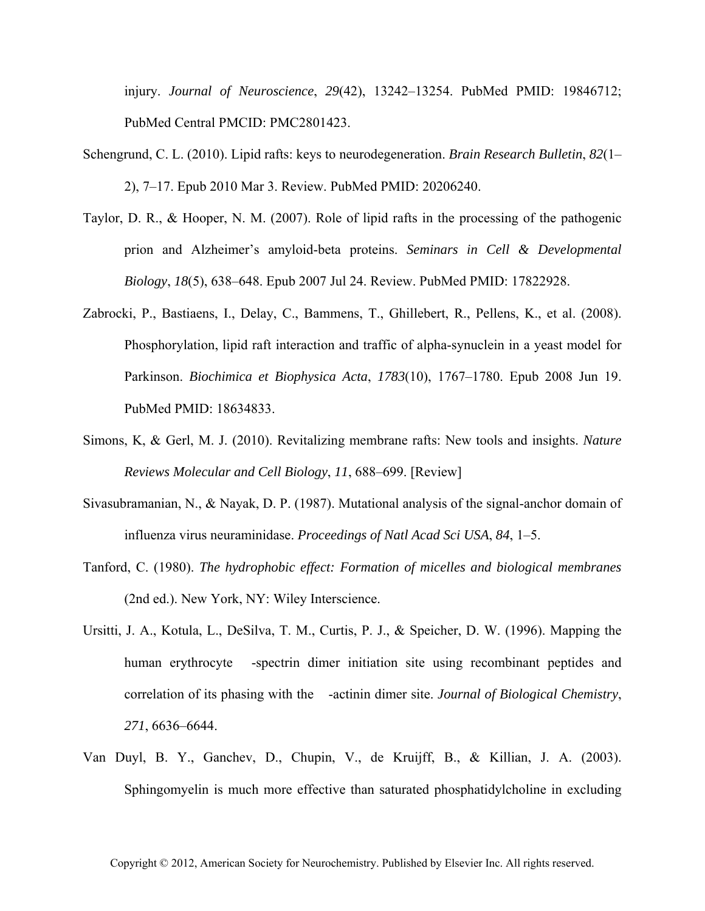injury. *Journal of Neuroscience*, *29*(42), 13242–13254. PubMed PMID: 19846712; PubMed Central PMCID: PMC2801423.

Schengrund, C. L. (2010). Lipid rafts: keys to neurodegeneration. *Brain Research Bulletin*, *82*(1–2), 7–17. Epub 2010 Mar 3. Review. PubMed PMID: 20206240.

Taylor, D. R., & Hooper, N. M. (2007). Role of lipid rafts in the processing of the pathogenic prion and Alzheimer's amyloid-beta proteins. *Seminars in Cell & Developmental Biology*, *18*(5), 638–648. Epub 2007 Jul 24. Review. PubMed PMID: 17822928.

Zabrocki, P., Bastiaens, I., Delay, C., Bammens, T., Ghillebert, R., Pellens, K., et al. (2008). Phosphorylation, lipid raft interaction and traffic of alpha-synuclein in a yeast model for Parkinson. *Biochimica et Biophysica Acta*, *1783*(10), 1767–1780. Epub 2008 Jun 19. PubMed PMID: 18634833.

Simons, K, & Gerl, M. J. (2010). Revitalizing membrane rafts: New tools and insights. *Nature Reviews Molecular and Cell Biology*, *11*, 688–699. [Review]

Sivasubramanian, N., & Nayak, D. P. (1987). Mutational analysis of the signal-anchor domain of influenza virus neuraminidase. *Proceedings of Natl Acad Sci USA*, *84*, 1–5.

Tanford, C. (1980). *The hydrophobic effect: Formation of micelles and biological membranes* (2nd ed.). New York, NY: Wiley Interscience.

Ursitti, J. A., Kotula, L., DeSilva, T. M., Curtis, P. J., & Speicher, D. W. (1996). Mapping the human erythrocyte -spectrin dimer initiation site using recombinant peptides and correlation of its phasing with the -actinin dimer site. *Journal of Biological Chemistry*, *271*, 6636–6644.

Van Duyl, B. Y., Ganchev, D., Chupin, V., de Kruijff, B., & Killian, J. A. (2003). Sphingomyelin is much more effective than saturated phosphatidylcholine in excluding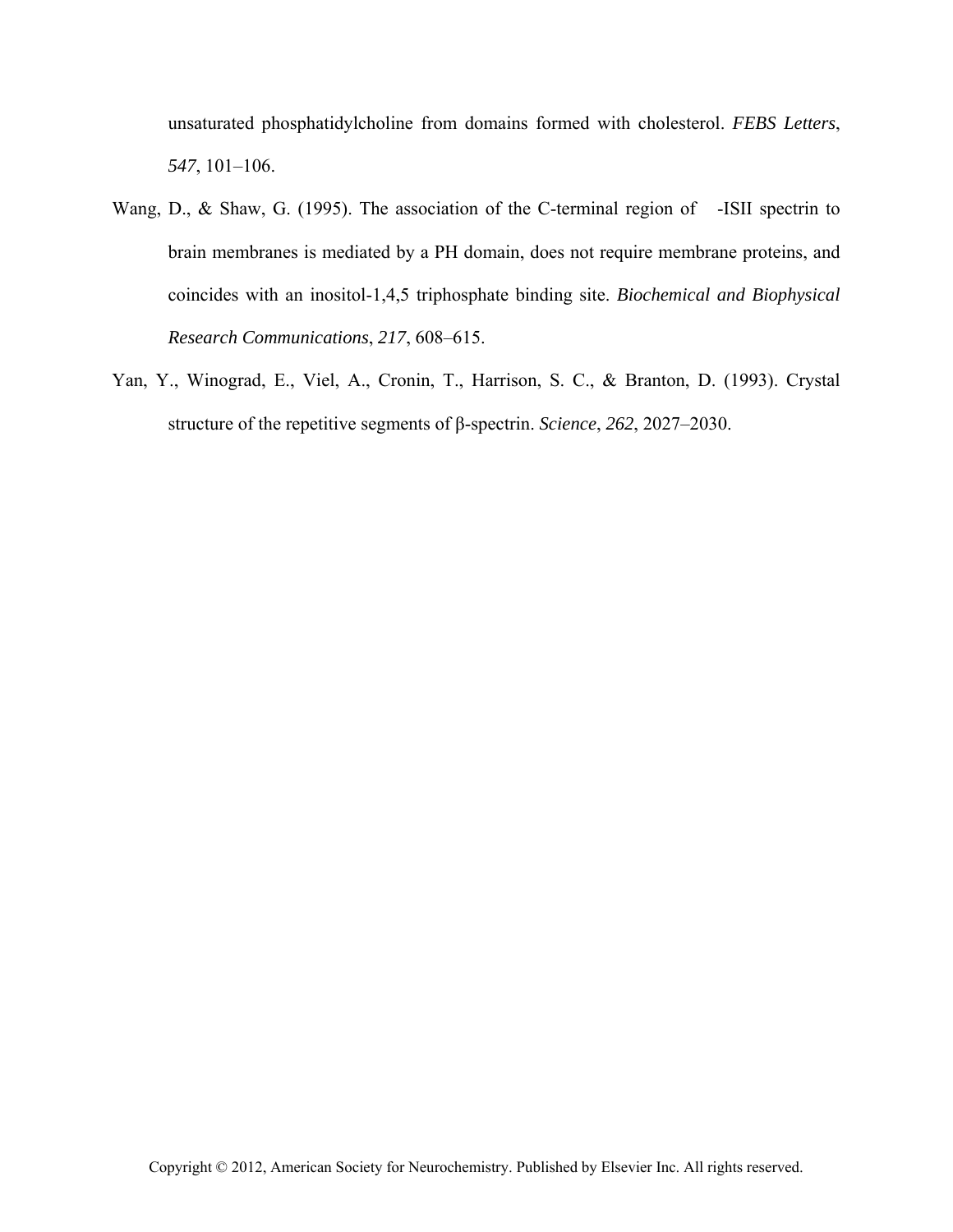unsaturated phosphatidylcholine from domains formed with cholesterol. *FEBS Letters*, *547*, 101–106.

Wang, D., & Shaw, G. (1995). The association of the C-terminal region of  -ISII spectrin to brain membranes is mediated by a PH domain, does not require membrane proteins, and coincides with an inositol-1,4,5 triphosphate binding site. *Biochemical and Biophysical Research Communications*, *217*, 608–615.

Yan, Y., Winograd, E., Viel, A., Cronin, T., Harrison, S. C., & Branton, D. (1993). Crystal structure of the repetitive segments of β-spectrin. *Science*, *262*, 2027–2030.

Copyright © 2012, American Society for Neurochemistry. Published by Elsevier Inc. All rights reserved.